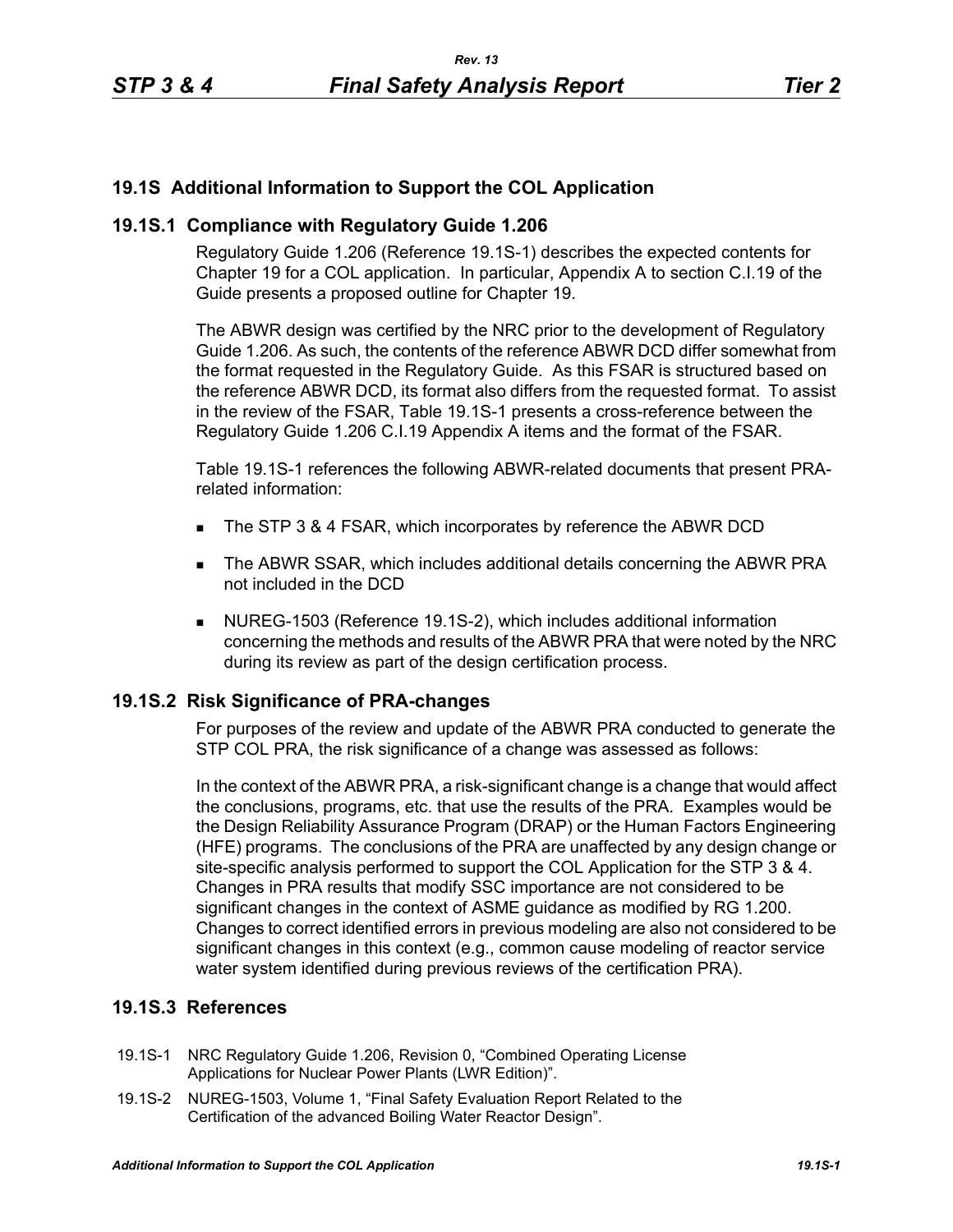## 19.1S Additional Information to Support the COL Application

### 19.1S.1 Compliance with Regulatory Guide 1.206

Regulatory Guide 1.206 (Reference 19.1S-1) describes the expected contents for Chapter 19 for a COL application. In particular, Appendix A to section C.I.19 of the Guide presents a proposed outline for Chapter 19.

The ABWR design was certified by the NRC prior to the development of Regulatory Guide 1.206. As such, the contents of the reference ABWR DCD differ somewhat from the format requested in the Regulatory Guide. As this FSAR is structured based on the reference ABWR DCD, its format also differs from the requested format. To assist in the review of the FSAR, Table 19.1S-1 presents a cross-reference between the Regulatory Guide 1.206 C.I.19 Appendix A items and the format of the FSAR.

Table 19.1S-1 references the following ABWR-related documents that present PRA-related information:

- The STP 3 & 4 FSAR, which incorporates by reference the ABWR DCD
- The ABWR SSAR, which includes additional details concerning the ABWR PRA not included in the DCD
- NUREG-1503 (Reference 19.1S-2), which includes additional information concerning the methods and results of the ABWR PRA that were noted by the NRC during its review as part of the design certification process.

### 19.1S.2 Risk Significance of PRA-changes

For purposes of the review and update of the ABWR PRA conducted to generate the STP COL PRA, the risk significance of a change was assessed as follows:

In the context of the ABWR PRA, a risk-significant change is a change that would affect the conclusions, programs, etc. that use the results of the PRA. Examples would be the Design Reliability Assurance Program (DRAP) or the Human Factors Engineering (HFE) programs. The conclusions of the PRA are unaffected by any design change or site-specific analysis performed to support the COL Application for the STP 3 & 4. Changes in PRA results that modify SSC importance are not considered to be significant changes in the context of ASME guidance as modified by RG 1.200. Changes to correct identified errors in previous modeling are also not considered to be significant changes in this context (e.g., common cause modeling of reactor service water system identified during previous reviews of the certification PRA).

### 19.1S.3 References

19.1S-1 NRC Regulatory Guide 1.206, Revision 0, "Combined Operating License Applications for Nuclear Power Plants (LWR Edition)".

19.1S-2 NUREG-1503, Volume 1, "Final Safety Evaluation Report Related to the Certification of the advanced Boiling Water Reactor Design".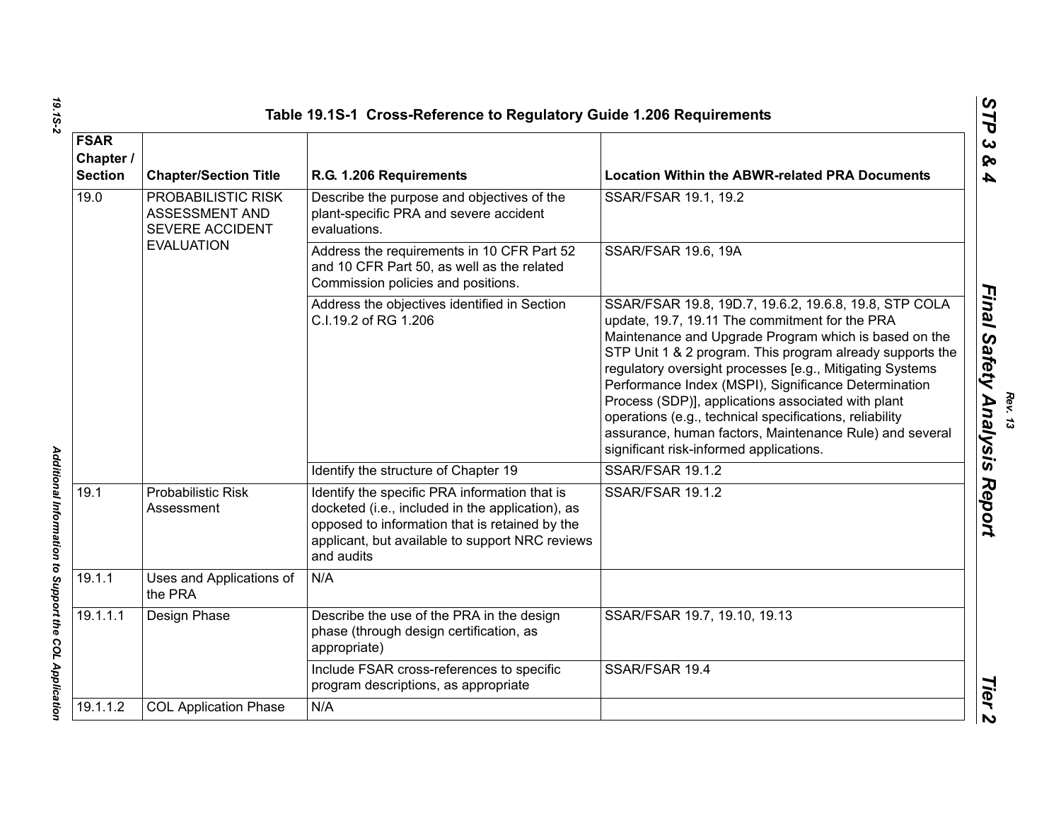### Table 19.1S-1 Cross-Reference to Regulatory Guide 1.206 Requirements

| FSAR Chapter / Section | Chapter/Section Title | R.G. 1.206 Requirements | Location Within the ABWR-related PRA Documents |
|---|---|---|---|
| 19.0 | PROBABILISTIC RISK ASSESSMENT AND SEVERE ACCIDENT EVALUATION | Describe the purpose and objectives of the plant-specific PRA and severe accident evaluations. | SSAR/FSAR 19.1, 19.2 |
| | | Address the requirements in 10 CFR Part 52 and 10 CFR Part 50, as well as the related Commission policies and positions. | SSAR/FSAR 19.6, 19A |
| | | Address the objectives identified in Section C.I.19.2 of RG 1.206 | SSAR/FSAR 19.8, 19D.7, 19.6.2, 19.6.8, 19.8, STP COLA update, 19.7, 19.11 The commitment for the PRA Maintenance and Upgrade Program which is based on the STP Unit 1 & 2 program. This program already supports the regulatory oversight processes [e.g., Mitigating Systems Performance Index (MSPI), Significance Determination Process (SDP)], applications associated with plant operations (e.g., technical specifications, reliability assurance, human factors, Maintenance Rule) and several significant risk-informed applications. |
| | | Identify the structure of Chapter 19 | SSAR/FSAR 19.1.2 |
| 19.1 | Probabilistic Risk Assessment | Identify the specific PRA information that is docketed (i.e., included in the application), as opposed to information that is retained by the applicant, but available to support NRC reviews and audits | SSAR/FSAR 19.1.2 |
| 19.1.1 | Uses and Applications of the PRA | N/A | |
| 19.1.1.1 | Design Phase | Describe the use of the PRA in the design phase (through design certification, as appropriate) | SSAR/FSAR 19.7, 19.10, 19.13 |
| | | Include FSAR cross-references to specific program descriptions, as appropriate | SSAR/FSAR 19.4 |
| 19.1.1.2 | COL Application Phase | N/A | |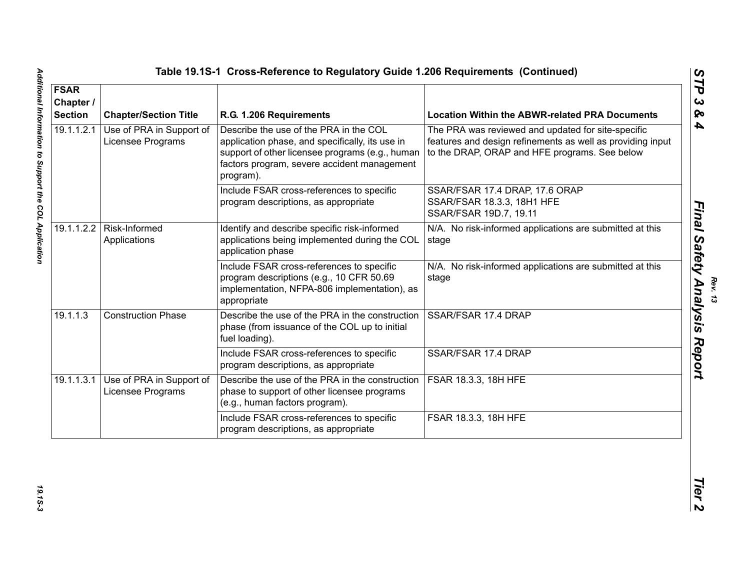## Table 19.1S-1 Cross-Reference to Regulatory Guide 1.206 Requirements (Continued)

| FSAR Chapter / Section | Chapter/Section Title | R.G. 1.206 Requirements | Location Within the ABWR-related PRA Documents |
|---|---|---|---|
| 19.1.1.2.1 | Use of PRA in Support of Licensee Programs | Describe the use of the PRA in the COL application phase, and specifically, its use in support of other licensee programs (e.g., human factors program, severe accident management program). | The PRA was reviewed and updated for site-specific features and design refinements as well as providing input to the DRAP, ORAP and HFE programs. See below |
| | | Include FSAR cross-references to specific program descriptions, as appropriate | SSAR/FSAR 17.4 DRAP, 17.6 ORAP<br>SSAR/FSAR 18.3.3, 18H1 HFE<br>SSAR/FSAR 19D.7, 19.11 |
| 19.1.1.2.2 | Risk-Informed Applications | Identify and describe specific risk-informed applications being implemented during the COL application phase | N/A. No risk-informed applications are submitted at this stage |
| | | Include FSAR cross-references to specific program descriptions (e.g., 10 CFR 50.69 implementation, NFPA-806 implementation), as appropriate | N/A. No risk-informed applications are submitted at this stage |
| 19.1.1.3 | Construction Phase | Describe the use of the PRA in the construction phase (from issuance of the COL up to initial fuel loading). | SSAR/FSAR 17.4 DRAP |
| | | Include FSAR cross-references to specific program descriptions, as appropriate | SSAR/FSAR 17.4 DRAP |
| 19.1.1.3.1 | Use of PRA in Support of Licensee Programs | Describe the use of the PRA in the construction phase to support of other licensee programs (e.g., human factors program). | FSAR 18.3.3, 18H HFE |
| | | Include FSAR cross-references to specific program descriptions, as appropriate | FSAR 18.3.3, 18H HFE |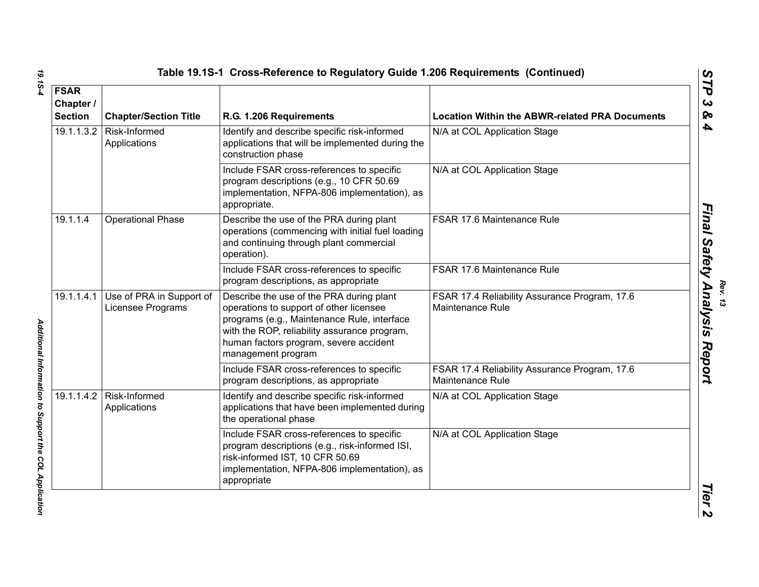## Table 19.1S-1 Cross-Reference to Regulatory Guide 1.206 Requirements (Continued)

| FSAR Chapter / Section | Chapter/Section Title | R.G. 1.206 Requirements | Location Within the ABWR-related PRA Documents |
|---|---|---|---|
| 19.1.1.3.2 | Risk-Informed Applications | Identify and describe specific risk-informed applications that will be implemented during the construction phase | N/A at COL Application Stage |
| | | Include FSAR cross-references to specific program descriptions (e.g., 10 CFR 50.69 implementation, NFPA-806 implementation), as appropriate. | N/A at COL Application Stage |
| 19.1.1.4 | Operational Phase | Describe the use of the PRA during plant operations (commencing with initial fuel loading and continuing through plant commercial operation). | FSAR 17.6 Maintenance Rule |
| | | Include FSAR cross-references to specific program descriptions, as appropriate | FSAR 17.6 Maintenance Rule |
| 19.1.1.4.1 | Use of PRA in Support of Licensee Programs | Describe the use of the PRA during plant operations to support of other licensee programs (e.g., Maintenance Rule, interface with the ROP, reliability assurance program, human factors program, severe accident management program | FSAR 17.4 Reliability Assurance Program, 17.6 Maintenance Rule |
| | | Include FSAR cross-references to specific program descriptions, as appropriate | FSAR 17.4 Reliability Assurance Program, 17.6 Maintenance Rule |
| 19.1.1.4.2 | Risk-Informed Applications | Identify and describe specific risk-informed applications that have been implemented during the operational phase | N/A at COL Application Stage |
| | | Include FSAR cross-references to specific program descriptions (e.g., risk-informed ISI, risk-informed IST, 10 CFR 50.69 implementation, NFPA-806 implementation), as appropriate | N/A at COL Application Stage |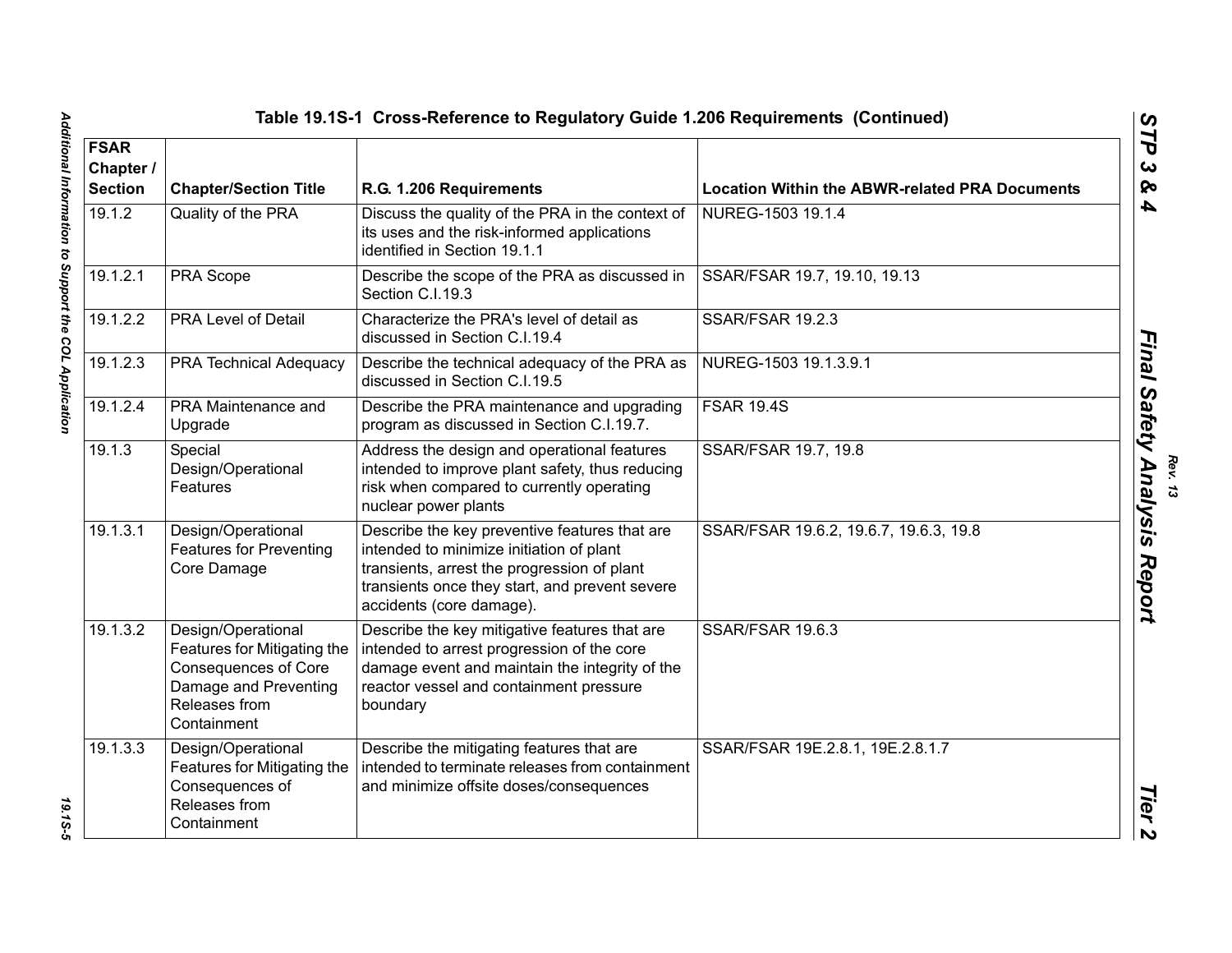## Table 19.1S-1 Cross-Reference to Regulatory Guide 1.206 Requirements (Continued)

| FSAR Chapter / Section | Chapter/Section Title | R.G. 1.206 Requirements | Location Within the ABWR-related PRA Documents |
|---|---|---|---|
| 19.1.2 | Quality of the PRA | Discuss the quality of the PRA in the context of its uses and the risk-informed applications identified in Section 19.1.1 | NUREG-1503 19.1.4 |
| 19.1.2.1 | PRA Scope | Describe the scope of the PRA as discussed in Section C.I.19.3 | SSAR/FSAR 19.7, 19.10, 19.13 |
| 19.1.2.2 | PRA Level of Detail | Characterize the PRA's level of detail as discussed in Section C.I.19.4 | SSAR/FSAR 19.2.3 |
| 19.1.2.3 | PRA Technical Adequacy | Describe the technical adequacy of the PRA as discussed in Section C.I.19.5 | NUREG-1503 19.1.3.9.1 |
| 19.1.2.4 | PRA Maintenance and Upgrade | Describe the PRA maintenance and upgrading program as discussed in Section C.I.19.7. | FSAR 19.4S |
| 19.1.3 | Special Design/Operational Features | Address the design and operational features intended to improve plant safety, thus reducing risk when compared to currently operating nuclear power plants | SSAR/FSAR 19.7, 19.8 |
| 19.1.3.1 | Design/Operational Features for Preventing Core Damage | Describe the key preventive features that are intended to minimize initiation of plant transients, arrest the progression of plant transients once they start, and prevent severe accidents (core damage). | SSAR/FSAR 19.6.2, 19.6.7, 19.6.3, 19.8 |
| 19.1.3.2 | Design/Operational Features for Mitigating the Consequences of Core Damage and Preventing Releases from Containment | Describe the key mitigative features that are intended to arrest progression of the core damage event and maintain the integrity of the reactor vessel and containment pressure boundary | SSAR/FSAR 19.6.3 |
| 19.1.3.3 | Design/Operational Features for Mitigating the Consequences of Releases from Containment | Describe the mitigating features that are intended to terminate releases from containment and minimize offsite doses/consequences | SSAR/FSAR 19E.2.8.1, 19E.2.8.1.7 |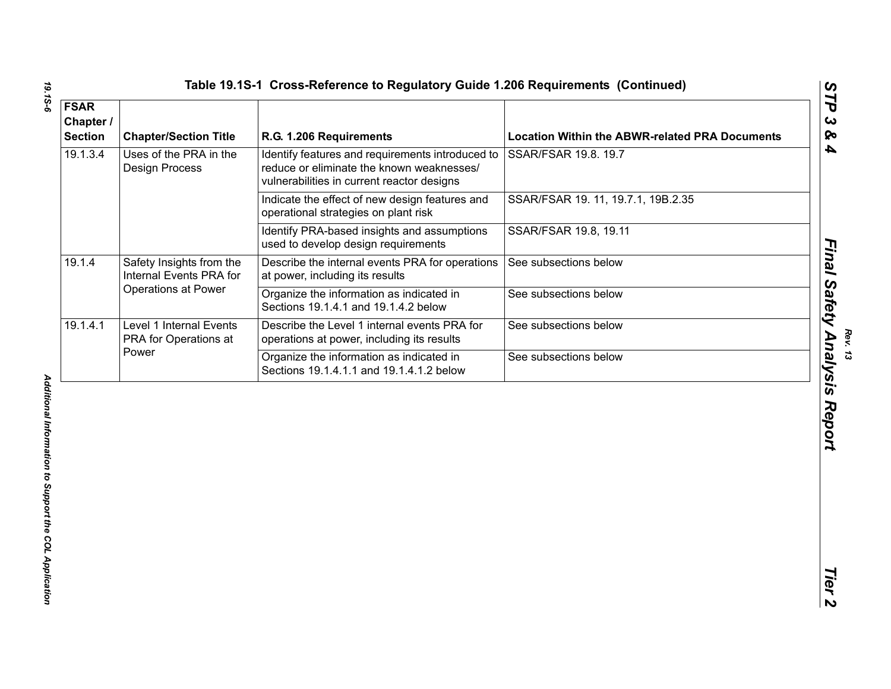## Table 19.1S-1 Cross-Reference to Regulatory Guide 1.206 Requirements (Continued)

| FSAR Chapter / Section | Chapter/Section Title | R.G. 1.206 Requirements | Location Within the ABWR-related PRA Documents |
|---|---|---|---|
| 19.1.3.4 | Uses of the PRA in the Design Process | Identify features and requirements introduced to reduce or eliminate the known weaknesses/ vulnerabilities in current reactor designs | SSAR/FSAR 19.8. 19.7 |
| | | Indicate the effect of new design features and operational strategies on plant risk | SSAR/FSAR 19. 11, 19.7.1, 19B.2.35 |
| | | Identify PRA-based insights and assumptions used to develop design requirements | SSAR/FSAR 19.8, 19.11 |
| 19.1.4 | Safety Insights from the Internal Events PRA for Operations at Power | Describe the internal events PRA for operations at power, including its results | See subsections below |
| | | Organize the information as indicated in Sections 19.1.4.1 and 19.1.4.2 below | See subsections below |
| 19.1.4.1 | Level 1 Internal Events PRA for Operations at Power | Describe the Level 1 internal events PRA for operations at power, including its results | See subsections below |
| | | Organize the information as indicated in Sections 19.1.4.1.1 and 19.1.4.1.2 below | See subsections below |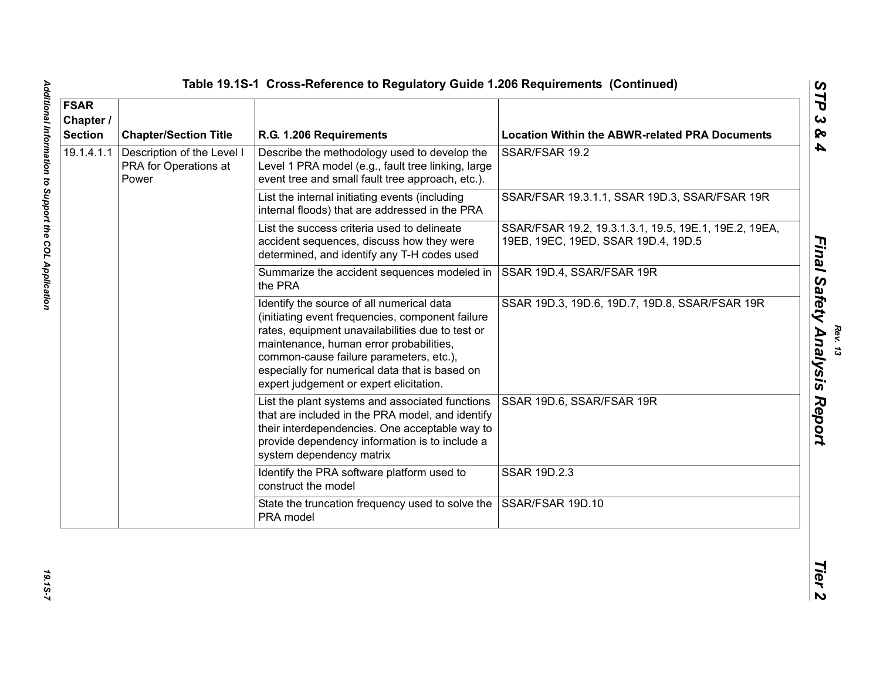## Table 19.1S-1 Cross-Reference to Regulatory Guide 1.206 Requirements (Continued)

| FSAR Chapter / Section | Chapter/Section Title | R.G. 1.206 Requirements | Location Within the ABWR-related PRA Documents |
|---|---|---|---|
| 19.1.4.1.1 | Description of the Level I PRA for Operations at Power | Describe the methodology used to develop the Level 1 PRA model (e.g., fault tree linking, large event tree and small fault tree approach, etc.). | SSAR/FSAR 19.2 |
| | | List the internal initiating events (including internal floods) that are addressed in the PRA | SSAR/FSAR 19.3.1.1, SSAR 19D.3, SSAR/FSAR 19R |
| | | List the success criteria used to delineate accident sequences, discuss how they were determined, and identify any T-H codes used | SSAR/FSAR 19.2, 19.3.1.3.1, 19.5, 19E.1, 19E.2, 19EA, 19EB, 19EC, 19ED, SSAR 19D.4, 19D.5 |
| | | Summarize the accident sequences modeled in the PRA | SSAR 19D.4, SSAR/FSAR 19R |
| | | Identify the source of all numerical data (initiating event frequencies, component failure rates, equipment unavailabilities due to test or maintenance, human error probabilities, common-cause failure parameters, etc.), especially for numerical data that is based on expert judgement or expert elicitation. | SSAR 19D.3, 19D.6, 19D.7, 19D.8, SSAR/FSAR 19R |
| | | List the plant systems and associated functions that are included in the PRA model, and identify their interdependencies. One acceptable way to provide dependency information is to include a system dependency matrix | SSAR 19D.6, SSAR/FSAR 19R |
| | | Identify the PRA software platform used to construct the model | SSAR 19D.2.3 |
| | | State the truncation frequency used to solve the PRA model | SSAR/FSAR 19D.10 |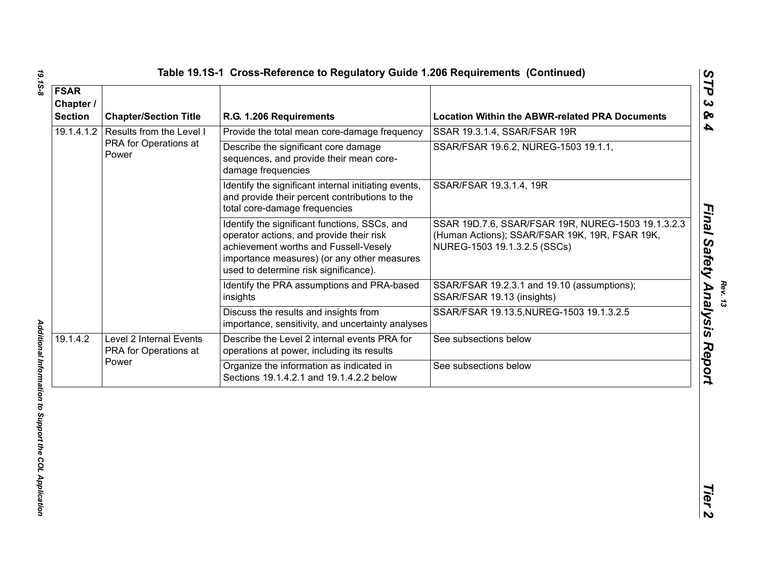**Table 19.1S-1 Cross-Reference to Regulatory Guide 1.206 Requirements (Continued)**

| FSAR Chapter / Section | Chapter/Section Title | R.G. 1.206 Requirements | Location Within the ABWR-related PRA Documents |
|---|---|---|---|
| 19.1.4.1.2 | Results from the Level I PRA for Operations at Power | Provide the total mean core-damage frequency | SSAR 19.3.1.4, SSAR/FSAR 19R |
| | | Describe the significant core damage sequences, and provide their mean core-damage frequencies | SSAR/FSAR 19.6.2, NUREG-1503 19.1.1, |
| | | Identify the significant internal initiating events, and provide their percent contributions to the total core-damage frequencies | SSAR/FSAR 19.3.1.4, 19R |
| | | Identify the significant functions, SSCs, and operator actions, and provide their risk achievement worths and Fussell-Vesely importance measures) (or any other measures used to determine risk significance). | SSAR 19D.7.6, SSAR/FSAR 19R, NUREG-1503 19.1.3.2.3 (Human Actions); SSAR/FSAR 19K, 19R, FSAR 19K, NUREG-1503 19.1.3.2.5 (SSCs) |
| | | Identify the PRA assumptions and PRA-based insights | SSAR/FSAR 19.2.3.1 and 19.10 (assumptions); SSAR/FSAR 19.13 (insights) |
| | | Discuss the results and insights from importance, sensitivity, and uncertainty analyses | SSAR/FSAR 19.13.5,NUREG-1503 19.1.3.2.5 |
| 19.1.4.2 | Level 2 Internal Events PRA for Operations at Power | Describe the Level 2 internal events PRA for operations at power, including its results | See subsections below |
| | | Organize the information as indicated in Sections 19.1.4.2.1 and 19.1.4.2.2 below | See subsections below |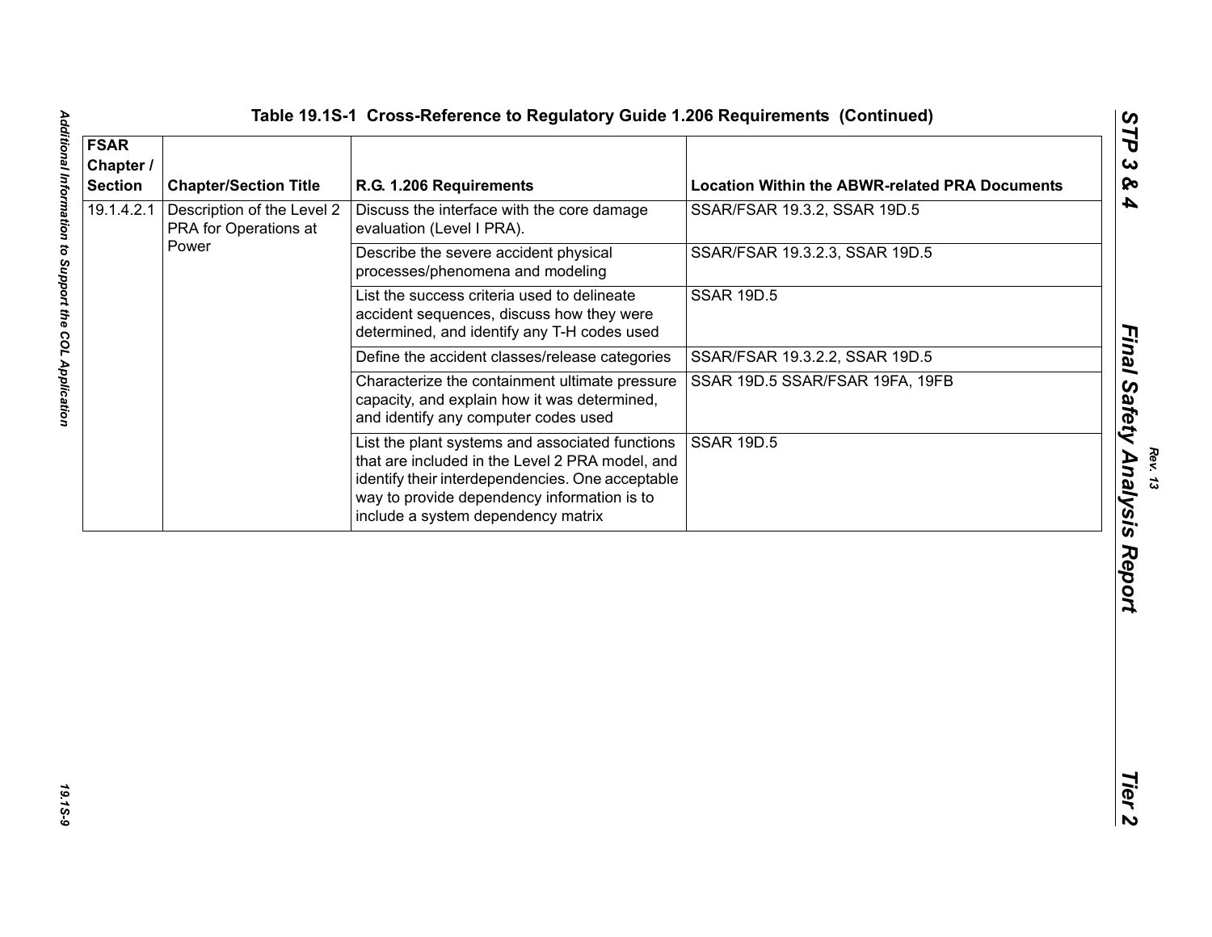## Table 19.1S-1 Cross-Reference to Regulatory Guide 1.206 Requirements (Continued)

| FSAR Chapter / Section | Chapter/Section Title | R.G. 1.206 Requirements | Location Within the ABWR-related PRA Documents |
|---|---|---|---|
| 19.1.4.2.1 | Description of the Level 2 PRA for Operations at Power | Discuss the interface with the core damage evaluation (Level I PRA). | SSAR/FSAR 19.3.2, SSAR 19D.5 |
| | | Describe the severe accident physical processes/phenomena and modeling | SSAR/FSAR 19.3.2.3, SSAR 19D.5 |
| | | List the success criteria used to delineate accident sequences, discuss how they were determined, and identify any T-H codes used | SSAR 19D.5 |
| | | Define the accident classes/release categories | SSAR/FSAR 19.3.2.2, SSAR 19D.5 |
| | | Characterize the containment ultimate pressure capacity, and explain how it was determined, and identify any computer codes used | SSAR 19D.5 SSAR/FSAR 19FA, 19FB |
| | | List the plant systems and associated functions that are included in the Level 2 PRA model, and identify their interdependencies. One acceptable way to provide dependency information is to include a system dependency matrix | SSAR 19D.5 |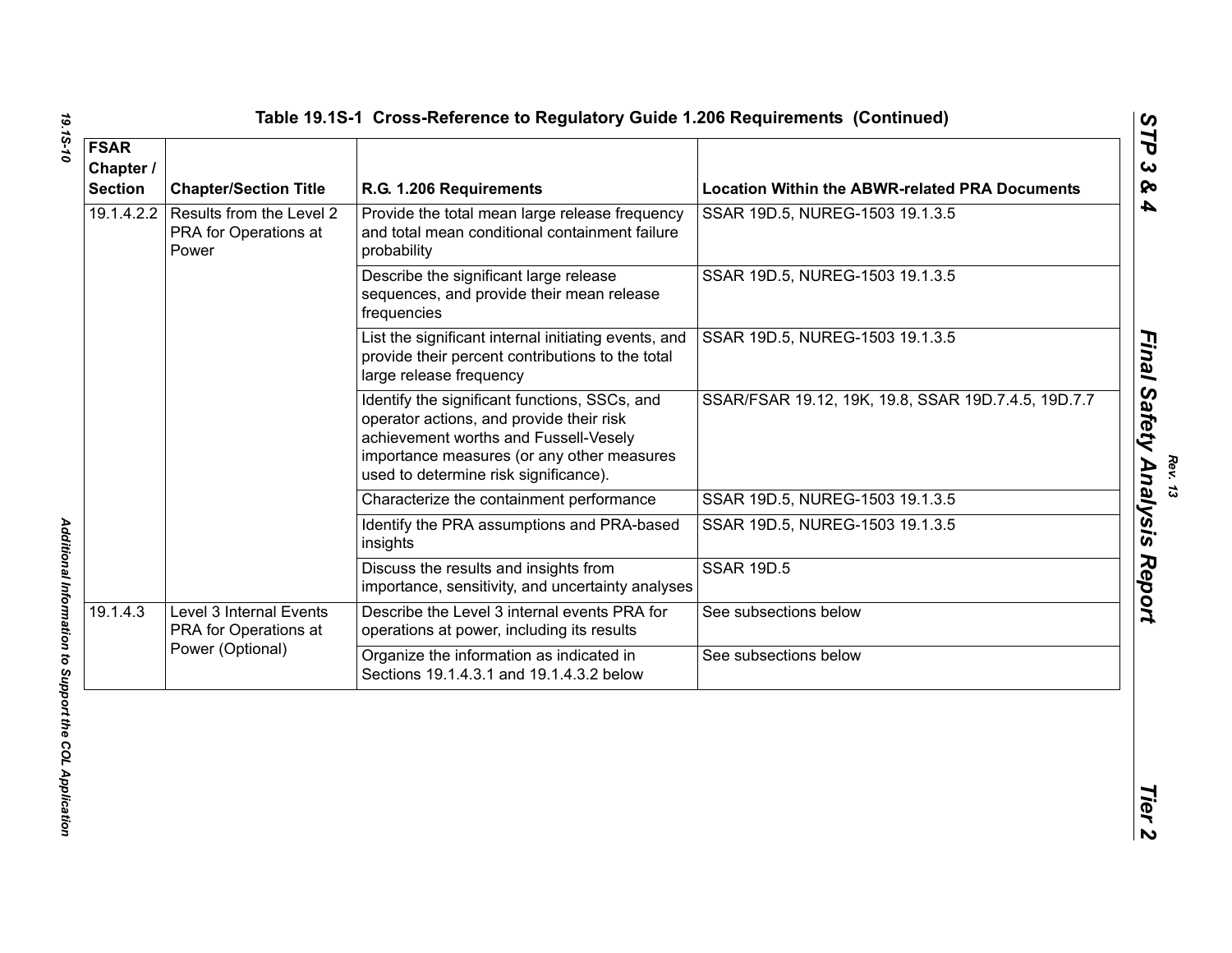**Table 19.1S-1 Cross-Reference to Regulatory Guide 1.206 Requirements (Continued)**

| FSAR Chapter / Section | Chapter/Section Title | R.G. 1.206 Requirements | Location Within the ABWR-related PRA Documents |
|---|---|---|---|
| 19.1.4.2.2 | Results from the Level 2 PRA for Operations at Power | Provide the total mean large release frequency and total mean conditional containment failure probability | SSAR 19D.5, NUREG-1503 19.1.3.5 |
| | | Describe the significant large release sequences, and provide their mean release frequencies | SSAR 19D.5, NUREG-1503 19.1.3.5 |
| | | List the significant internal initiating events, and provide their percent contributions to the total large release frequency | SSAR 19D.5, NUREG-1503 19.1.3.5 |
| | | Identify the significant functions, SSCs, and operator actions, and provide their risk achievement worths and Fussell-Vesely importance measures (or any other measures used to determine risk significance). | SSAR/FSAR 19.12, 19K, 19.8, SSAR 19D.7.4.5, 19D.7.7 |
| | | Characterize the containment performance | SSAR 19D.5, NUREG-1503 19.1.3.5 |
| | | Identify the PRA assumptions and PRA-based insights | SSAR 19D.5, NUREG-1503 19.1.3.5 |
| | | Discuss the results and insights from importance, sensitivity, and uncertainty analyses | SSAR 19D.5 |
| 19.1.4.3 | Level 3 Internal Events PRA for Operations at Power (Optional) | Describe the Level 3 internal events PRA for operations at power, including its results | See subsections below |
| | | Organize the information as indicated in Sections 19.1.4.3.1 and 19.1.4.3.2 below | See subsections below |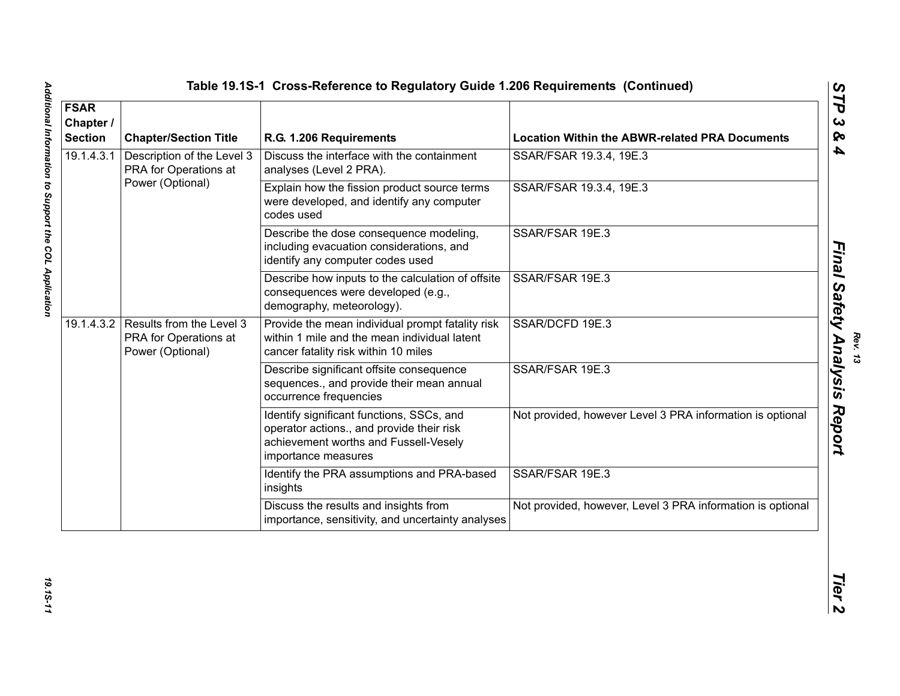Table 19.1S-1 Cross-Reference to Regulatory Guide 1.206 Requirements (Continued)

| FSAR Chapter / Section | Chapter/Section Title | R.G. 1.206 Requirements | Location Within the ABWR-related PRA Documents |
|---|---|---|---|
| 19.1.4.3.1 | Description of the Level 3 PRA for Operations at Power (Optional) | Discuss the interface with the containment analyses (Level 2 PRA). | SSAR/FSAR 19.3.4, 19E.3 |
| | | Explain how the fission product source terms were developed, and identify any computer codes used | SSAR/FSAR 19.3.4, 19E.3 |
| | | Describe the dose consequence modeling, including evacuation considerations, and identify any computer codes used | SSAR/FSAR 19E.3 |
| | | Describe how inputs to the calculation of offsite consequences were developed (e.g., demography, meteorology). | SSAR/FSAR 19E.3 |
| 19.1.4.3.2 | Results from the Level 3 PRA for Operations at Power (Optional) | Provide the mean individual prompt fatality risk within 1 mile and the mean individual latent cancer fatality risk within 10 miles | SSAR/DCFD 19E.3 |
| | | Describe significant offsite consequence sequences., and provide their mean annual occurrence frequencies | SSAR/FSAR 19E.3 |
| | | Identify significant functions, SSCs, and operator actions., and provide their risk achievement worths and Fussell-Vesely importance measures | Not provided, however Level 3 PRA information is optional |
| | | Identify the PRA assumptions and PRA-based insights | SSAR/FSAR 19E.3 |
| | | Discuss the results and insights from importance, sensitivity, and uncertainty analyses | Not provided, however, Level 3 PRA information is optional |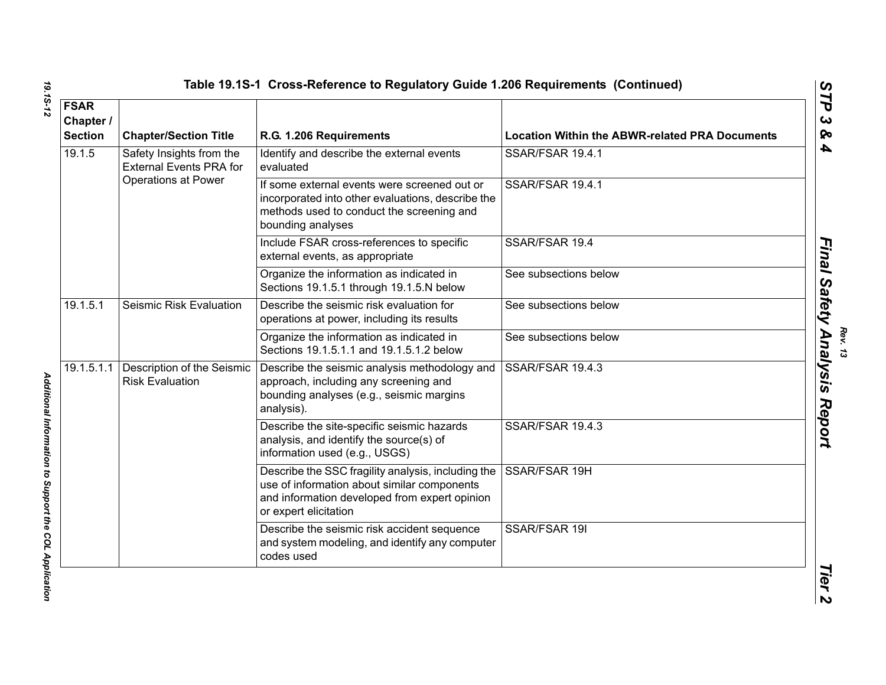## Table 19.1S-1 Cross-Reference to Regulatory Guide 1.206 Requirements (Continued)

| FSAR Chapter / Section | Chapter/Section Title | R.G. 1.206 Requirements | Location Within the ABWR-related PRA Documents |
|---|---|---|---|
| 19.1.5 | Safety Insights from the External Events PRA for Operations at Power | Identify and describe the external events evaluated | SSAR/FSAR 19.4.1 |
| | | If some external events were screened out or incorporated into other evaluations, describe the methods used to conduct the screening and bounding analyses | SSAR/FSAR 19.4.1 |
| | | Include FSAR cross-references to specific external events, as appropriate | SSAR/FSAR 19.4 |
| | | Organize the information as indicated in Sections 19.1.5.1 through 19.1.5.N below | See subsections below |
| 19.1.5.1 | Seismic Risk Evaluation | Describe the seismic risk evaluation for operations at power, including its results | See subsections below |
| | | Organize the information as indicated in Sections 19.1.5.1.1 and 19.1.5.1.2 below | See subsections below |
| 19.1.5.1.1 | Description of the Seismic Risk Evaluation | Describe the seismic analysis methodology and approach, including any screening and bounding analyses (e.g., seismic margins analysis). | SSAR/FSAR 19.4.3 |
| | | Describe the site-specific seismic hazards analysis, and identify the source(s) of information used (e.g., USGS) | SSAR/FSAR 19.4.3 |
| | | Describe the SSC fragility analysis, including the use of information about similar components and information developed from expert opinion or expert elicitation | SSAR/FSAR 19H |
| | | Describe the seismic risk accident sequence and system modeling, and identify any computer codes used | SSAR/FSAR 19I |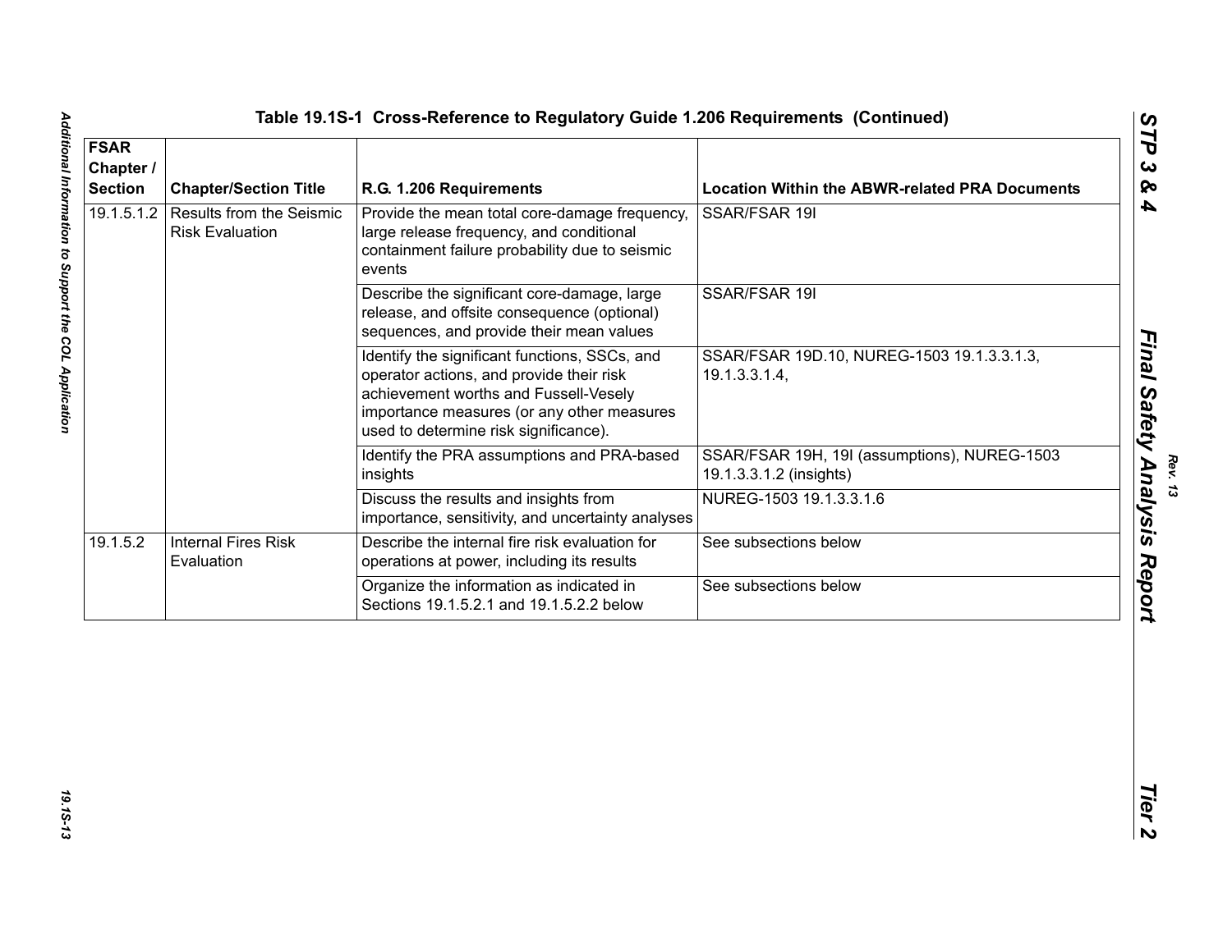## Table 19.1S-1 Cross-Reference to Regulatory Guide 1.206 Requirements (Continued)

| FSAR Chapter / Section | Chapter/Section Title | R.G. 1.206 Requirements | Location Within the ABWR-related PRA Documents |
|---|---|---|---|
| 19.1.5.1.2 | Results from the Seismic Risk Evaluation | Provide the mean total core-damage frequency, large release frequency, and conditional containment failure probability due to seismic events | SSAR/FSAR 19I |
| | | Describe the significant core-damage, large release, and offsite consequence (optional) sequences, and provide their mean values | SSAR/FSAR 19I |
| | | Identify the significant functions, SSCs, and operator actions, and provide their risk achievement worths and Fussell-Vesely importance measures (or any other measures used to determine risk significance). | SSAR/FSAR 19D.10, NUREG-1503 19.1.3.3.1.3, 19.1.3.3.1.4, |
| | | Identify the PRA assumptions and PRA-based insights | SSAR/FSAR 19H, 19I (assumptions), NUREG-1503 19.1.3.3.1.2 (insights) |
| | | Discuss the results and insights from importance, sensitivity, and uncertainty analyses | NUREG-1503 19.1.3.3.1.6 |
| 19.1.5.2 | Internal Fires Risk Evaluation | Describe the internal fire risk evaluation for operations at power, including its results | See subsections below |
| | | Organize the information as indicated in Sections 19.1.5.2.1 and 19.1.5.2.2 below | See subsections below |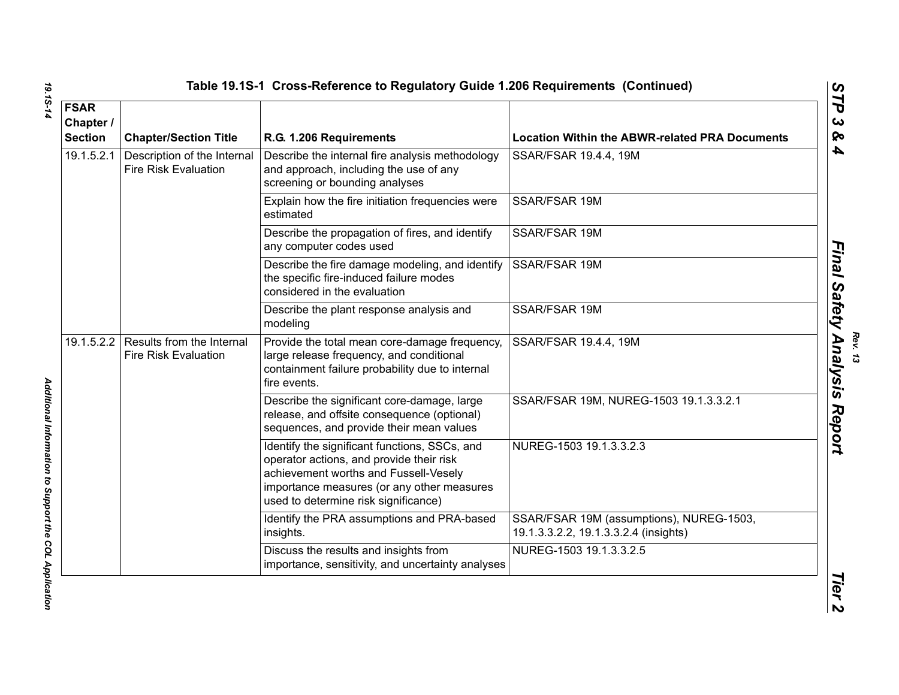## Table 19.1S-1 Cross-Reference to Regulatory Guide 1.206 Requirements (Continued)

| FSAR Chapter / Section | Chapter/Section Title | R.G. 1.206 Requirements | Location Within the ABWR-related PRA Documents |
|---|---|---|---|
| 19.1.5.2.1 | Description of the Internal Fire Risk Evaluation | Describe the internal fire analysis methodology and approach, including the use of any screening or bounding analyses | SSAR/FSAR 19.4.4, 19M |
| | | Explain how the fire initiation frequencies were estimated | SSAR/FSAR 19M |
| | | Describe the propagation of fires, and identify any computer codes used | SSAR/FSAR 19M |
| | | Describe the fire damage modeling, and identify the specific fire-induced failure modes considered in the evaluation | SSAR/FSAR 19M |
| | | Describe the plant response analysis and modeling | SSAR/FSAR 19M |
| 19.1.5.2.2 | Results from the Internal Fire Risk Evaluation | Provide the total mean core-damage frequency, large release frequency, and conditional containment failure probability due to internal fire events. | SSAR/FSAR 19.4.4, 19M |
| | | Describe the significant core-damage, large release, and offsite consequence (optional) sequences, and provide their mean values | SSAR/FSAR 19M, NUREG-1503 19.1.3.3.2.1 |
| | | Identify the significant functions, SSCs, and operator actions, and provide their risk achievement worths and Fussell-Vesely importance measures (or any other measures used to determine risk significance) | NUREG-1503 19.1.3.3.2.3 |
| | | Identify the PRA assumptions and PRA-based insights. | SSAR/FSAR 19M (assumptions), NUREG-1503, 19.1.3.3.2.2, 19.1.3.3.2.4 (insights) |
| | | Discuss the results and insights from importance, sensitivity, and uncertainty analyses | NUREG-1503 19.1.3.3.2.5 |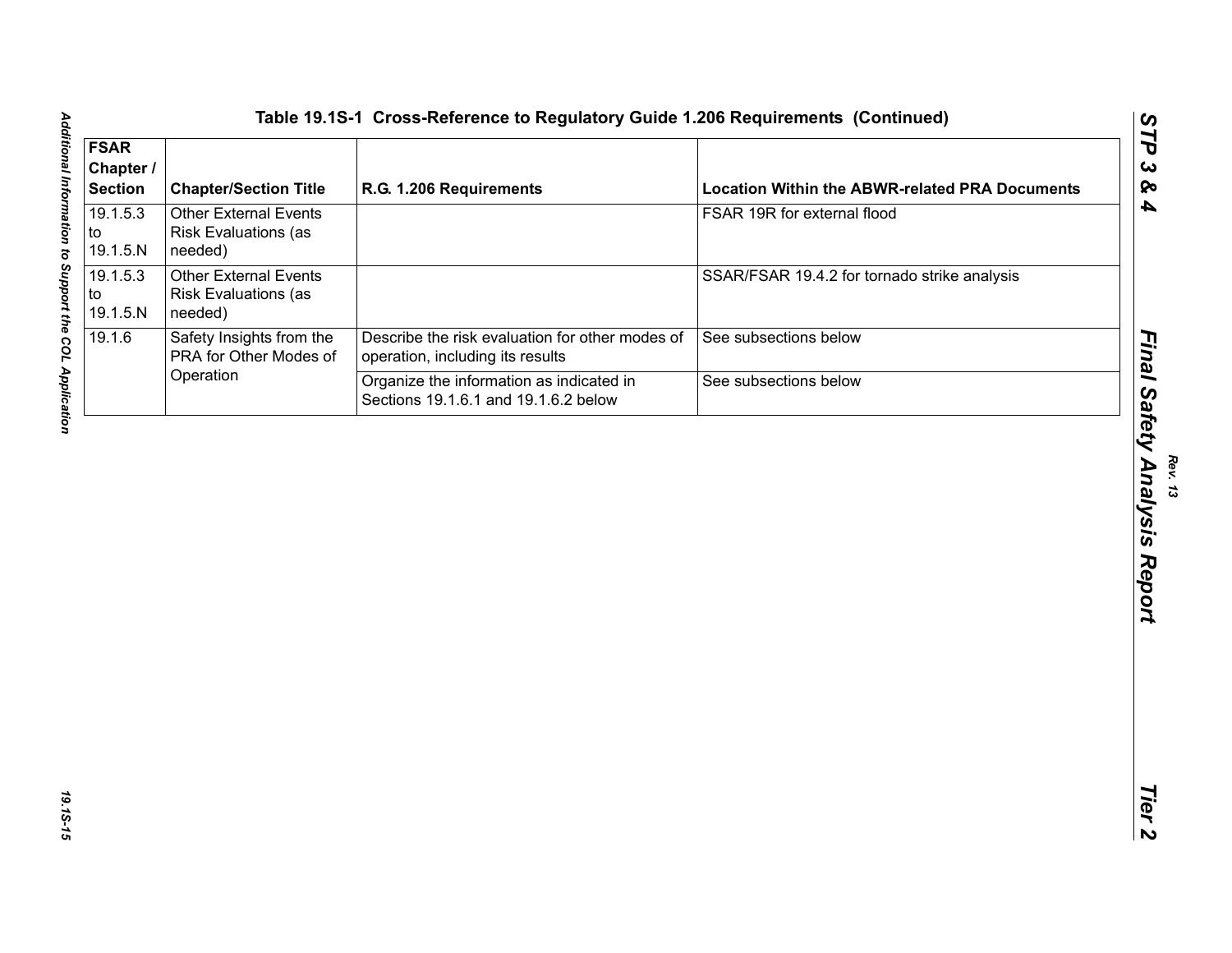## Table 19.1S-1 Cross-Reference to Regulatory Guide 1.206 Requirements (Continued)

| FSAR Chapter / Section | Chapter/Section Title | R.G. 1.206 Requirements | Location Within the ABWR-related PRA Documents |
|---|---|---|---|
| 19.1.5.3 to 19.1.5.N | Other External Events Risk Evaluations (as needed) | | FSAR 19R for external flood |
| 19.1.5.3 to 19.1.5.N | Other External Events Risk Evaluations (as needed) | | SSAR/FSAR 19.4.2 for tornado strike analysis |
| 19.1.6 | Safety Insights from the PRA for Other Modes of Operation | Describe the risk evaluation for other modes of operation, including its results | See subsections below |
| | | Organize the information as indicated in Sections 19.1.6.1 and 19.1.6.2 below | See subsections below |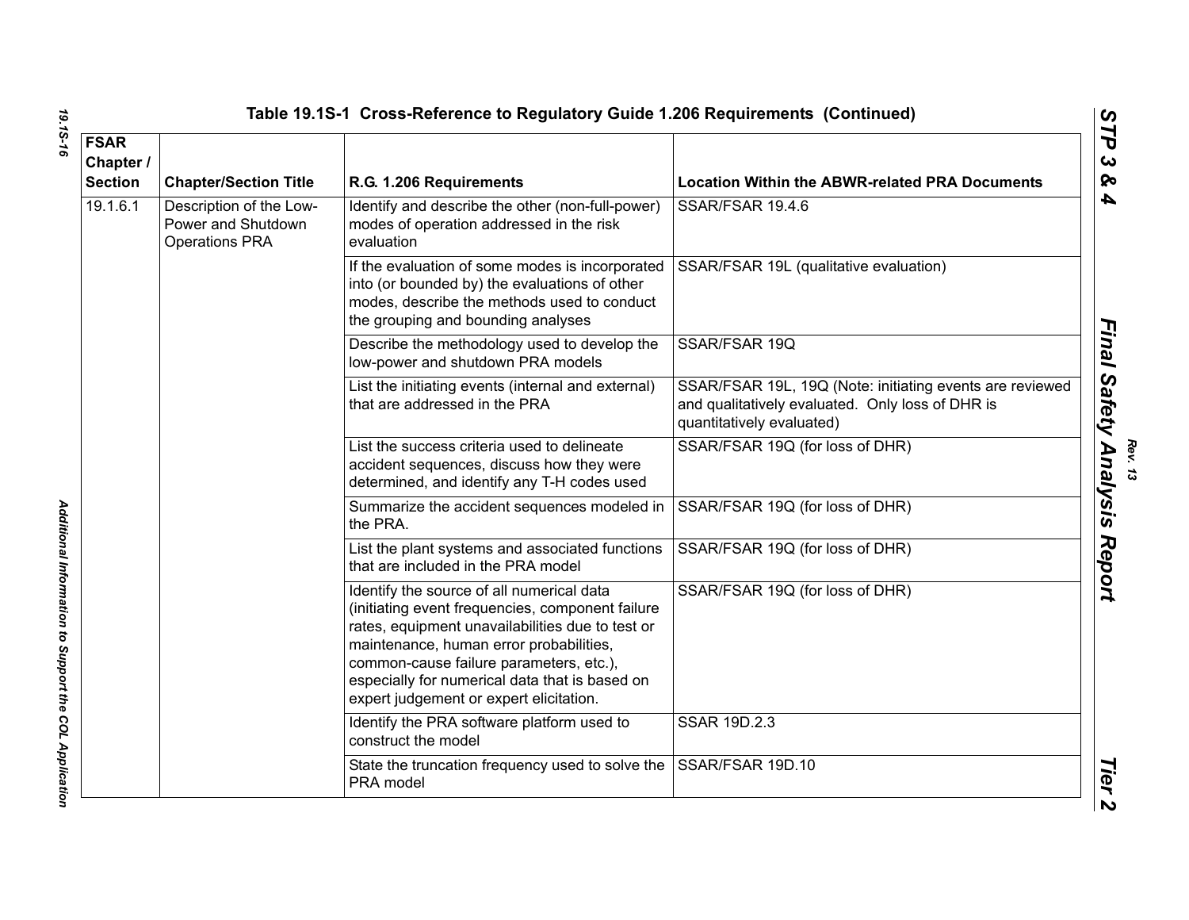## Table 19.1S-1 Cross-Reference to Regulatory Guide 1.206 Requirements (Continued)

| FSAR Chapter / Section | Chapter/Section Title | R.G. 1.206 Requirements | Location Within the ABWR-related PRA Documents |
|---|---|---|---|
| 19.1.6.1 | Description of the Low-Power and Shutdown Operations PRA | Identify and describe the other (non-full-power) modes of operation addressed in the risk evaluation | SSAR/FSAR 19.4.6 |
| | | If the evaluation of some modes is incorporated into (or bounded by) the evaluations of other modes, describe the methods used to conduct the grouping and bounding analyses | SSAR/FSAR 19L (qualitative evaluation) |
| | | Describe the methodology used to develop the low-power and shutdown PRA models | SSAR/FSAR 19Q |
| | | List the initiating events (internal and external) that are addressed in the PRA | SSAR/FSAR 19L, 19Q (Note: initiating events are reviewed and qualitatively evaluated. Only loss of DHR is quantitatively evaluated) |
| | | List the success criteria used to delineate accident sequences, discuss how they were determined, and identify any T-H codes used | SSAR/FSAR 19Q (for loss of DHR) |
| | | Summarize the accident sequences modeled in the PRA. | SSAR/FSAR 19Q (for loss of DHR) |
| | | List the plant systems and associated functions that are included in the PRA model | SSAR/FSAR 19Q (for loss of DHR) |
| | | Identify the source of all numerical data (initiating event frequencies, component failure rates, equipment unavailabilities due to test or maintenance, human error probabilities, common-cause failure parameters, etc.), especially for numerical data that is based on expert judgement or expert elicitation. | SSAR/FSAR 19Q (for loss of DHR) |
| | | Identify the PRA software platform used to construct the model | SSAR 19D.2.3 |
| | | State the truncation frequency used to solve the PRA model | SSAR/FSAR 19D.10 |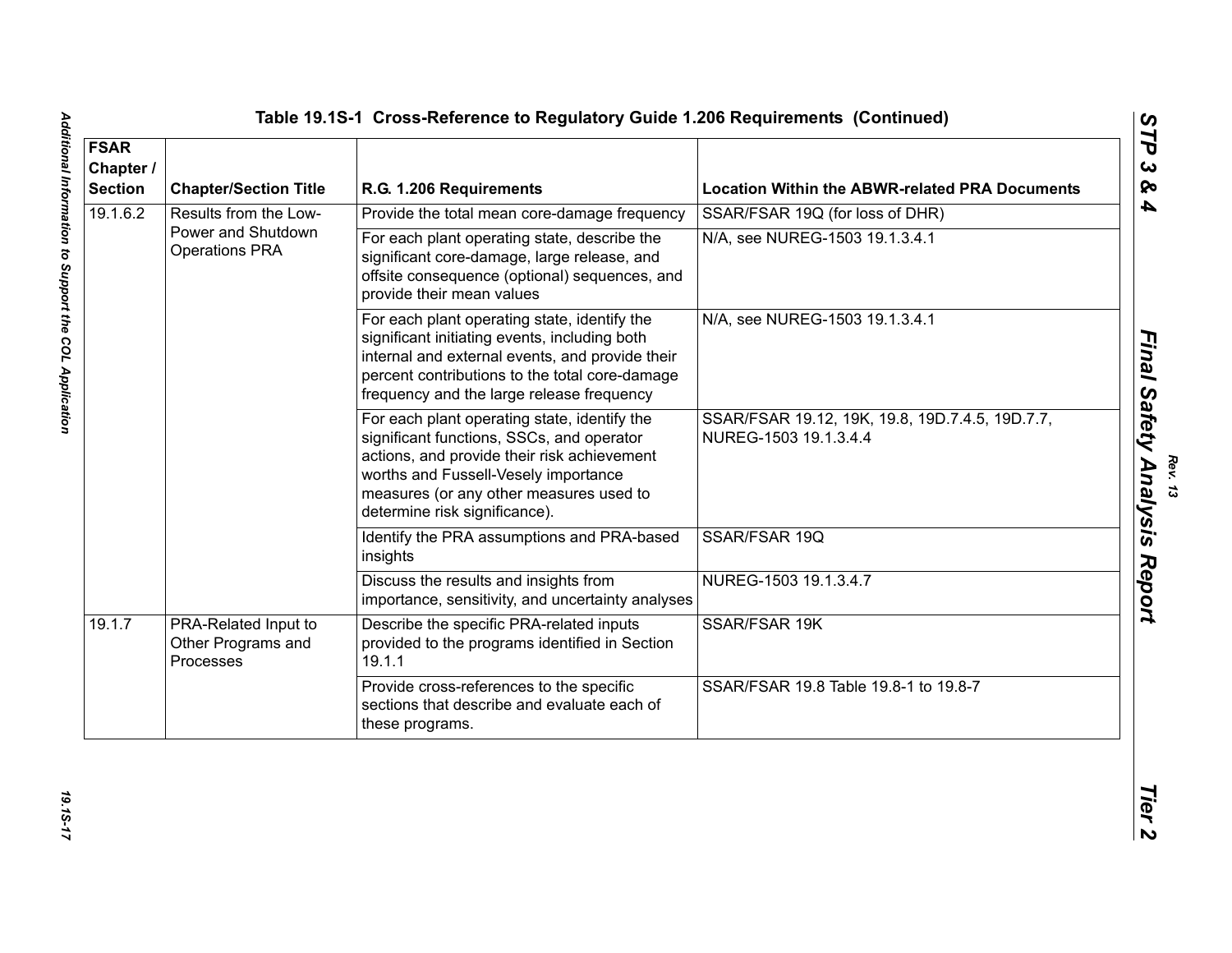# Table 19.1S-1 Cross-Reference to Regulatory Guide 1.206 Requirements (Continued)

| FSAR Chapter / Section | Chapter/Section Title | R.G. 1.206 Requirements | Location Within the ABWR-related PRA Documents |
|---|---|---|---|
| 19.1.6.2 | Results from the Low-Power and Shutdown Operations PRA | Provide the total mean core-damage frequency | SSAR/FSAR 19Q (for loss of DHR) |
| | | For each plant operating state, describe the significant core-damage, large release, and offsite consequence (optional) sequences, and provide their mean values | N/A, see NUREG-1503 19.1.3.4.1 |
| | | For each plant operating state, identify the significant initiating events, including both internal and external events, and provide their percent contributions to the total core-damage frequency and the large release frequency | N/A, see NUREG-1503 19.1.3.4.1 |
| | | For each plant operating state, identify the significant functions, SSCs, and operator actions, and provide their risk achievement worths and Fussell-Vesely importance measures (or any other measures used to determine risk significance). | SSAR/FSAR 19.12, 19K, 19.8, 19D.7.4.5, 19D.7.7, NUREG-1503 19.1.3.4.4 |
| | | Identify the PRA assumptions and PRA-based insights | SSAR/FSAR 19Q |
| | | Discuss the results and insights from importance, sensitivity, and uncertainty analyses | NUREG-1503 19.1.3.4.7 |
| 19.1.7 | PRA-Related Input to Other Programs and Processes | Describe the specific PRA-related inputs provided to the programs identified in Section 19.1.1 | SSAR/FSAR 19K |
| | | Provide cross-references to the specific sections that describe and evaluate each of these programs. | SSAR/FSAR 19.8 Table 19.8-1 to 19.8-7 |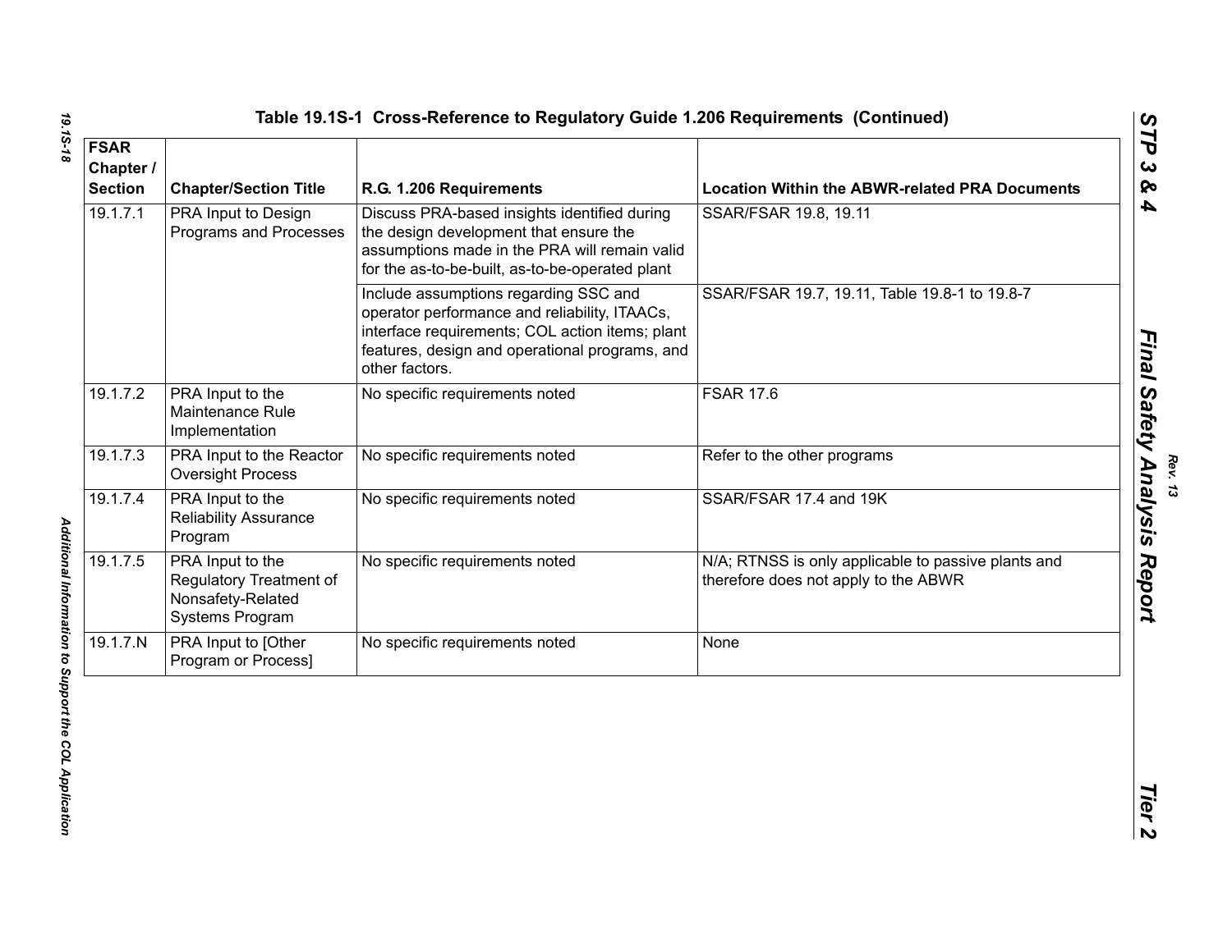**Table 19.1S-1 Cross-Reference to Regulatory Guide 1.206 Requirements (Continued)**

| FSAR Chapter / Section | Chapter/Section Title | R.G. 1.206 Requirements | Location Within the ABWR-related PRA Documents |
|---|---|---|---|
| 19.1.7.1 | PRA Input to Design Programs and Processes | Discuss PRA-based insights identified during the design development that ensure the assumptions made in the PRA will remain valid for the as-to-be-built, as-to-be-operated plant | SSAR/FSAR 19.8, 19.11 |
| | | Include assumptions regarding SSC and operator performance and reliability, ITAACs, interface requirements; COL action items; plant features, design and operational programs, and other factors. | SSAR/FSAR 19.7, 19.11, Table 19.8-1 to 19.8-7 |
| 19.1.7.2 | PRA Input to the Maintenance Rule Implementation | No specific requirements noted | FSAR 17.6 |
| 19.1.7.3 | PRA Input to the Reactor Oversight Process | No specific requirements noted | Refer to the other programs |
| 19.1.7.4 | PRA Input to the Reliability Assurance Program | No specific requirements noted | SSAR/FSAR 17.4 and 19K |
| 19.1.7.5 | PRA Input to the Regulatory Treatment of Nonsafety-Related Systems Program | No specific requirements noted | N/A; RTNSS is only applicable to passive plants and therefore does not apply to the ABWR |
| 19.1.7.N | PRA Input to [Other Program or Process] | No specific requirements noted | None |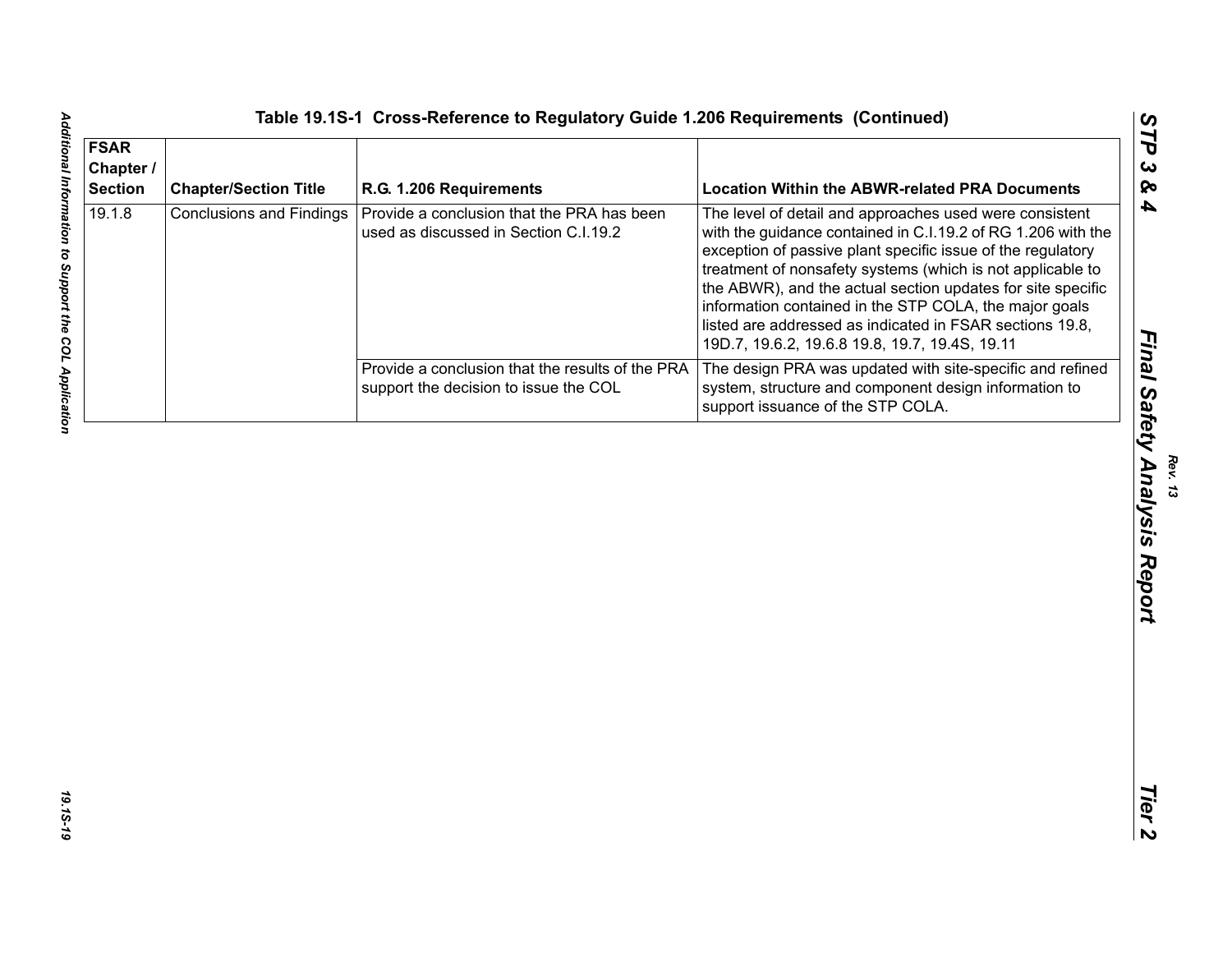**Table 19.1S-1 Cross-Reference to Regulatory Guide 1.206 Requirements (Continued)**

| FSAR Chapter / Section | Chapter/Section Title | R.G. 1.206 Requirements | Location Within the ABWR-related PRA Documents |
|---|---|---|---|
| 19.1.8 | Conclusions and Findings | Provide a conclusion that the PRA has been used as discussed in Section C.I.19.2 | The level of detail and approaches used were consistent with the guidance contained in C.I.19.2 of RG 1.206 with the exception of passive plant specific issue of the regulatory treatment of nonsafety systems (which is not applicable to the ABWR), and the actual section updates for site specific information contained in the STP COLA, the major goals listed are addressed as indicated in FSAR sections 19.8, 19D.7, 19.6.2, 19.6.8 19.8, 19.7, 19.4S, 19.11 |
| | | Provide a conclusion that the results of the PRA support the decision to issue the COL | The design PRA was updated with site-specific and refined system, structure and component design information to support issuance of the STP COLA. |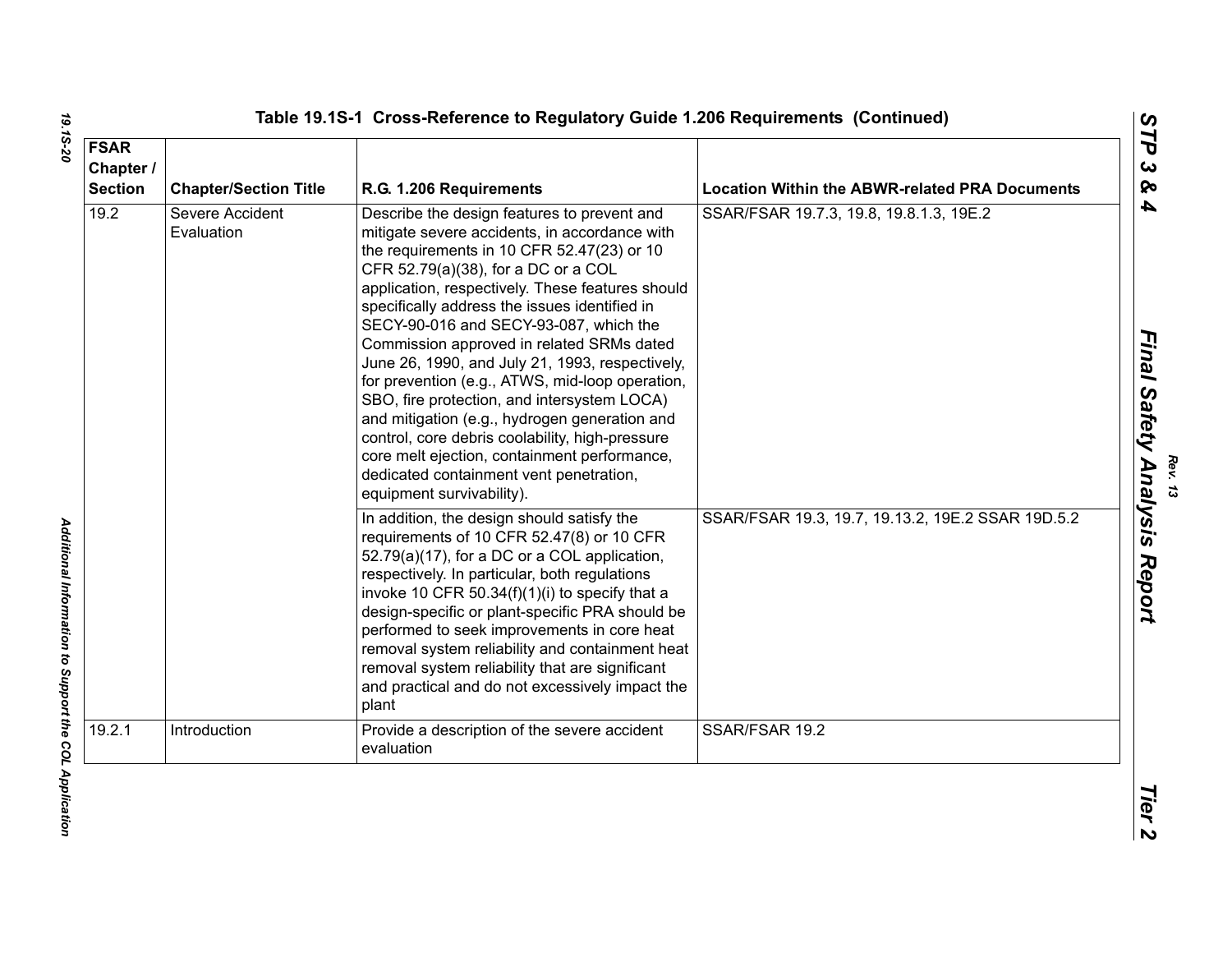### Table 19.1S-1 Cross-Reference to Regulatory Guide 1.206 Requirements (Continued)

| FSAR Chapter / Section | Chapter/Section Title | R.G. 1.206 Requirements | Location Within the ABWR-related PRA Documents |
|---|---|---|---|
| 19.2 | Severe Accident Evaluation | Describe the design features to prevent and mitigate severe accidents, in accordance with the requirements in 10 CFR 52.47(23) or 10 CFR 52.79(a)(38), for a DC or a COL application, respectively. These features should specifically address the issues identified in SECY-90-016 and SECY-93-087, which the Commission approved in related SRMs dated June 26, 1990, and July 21, 1993, respectively, for prevention (e.g., ATWS, mid-loop operation, SBO, fire protection, and intersystem LOCA) and mitigation (e.g., hydrogen generation and control, core debris coolability, high-pressure core melt ejection, containment performance, dedicated containment vent penetration, equipment survivability). | SSAR/FSAR 19.7.3, 19.8, 19.8.1.3, 19E.2 |
| | | In addition, the design should satisfy the requirements of 10 CFR 52.47(8) or 10 CFR 52.79(a)(17), for a DC or a COL application, respectively. In particular, both regulations invoke 10 CFR 50.34(f)(1)(i) to specify that a design-specific or plant-specific PRA should be performed to seek improvements in core heat removal system reliability and containment heat removal system reliability that are significant and practical and do not excessively impact the plant | SSAR/FSAR 19.3, 19.7, 19.13.2, 19E.2 SSAR 19D.5.2 |
| 19.2.1 | Introduction | Provide a description of the severe accident evaluation | SSAR/FSAR 19.2 |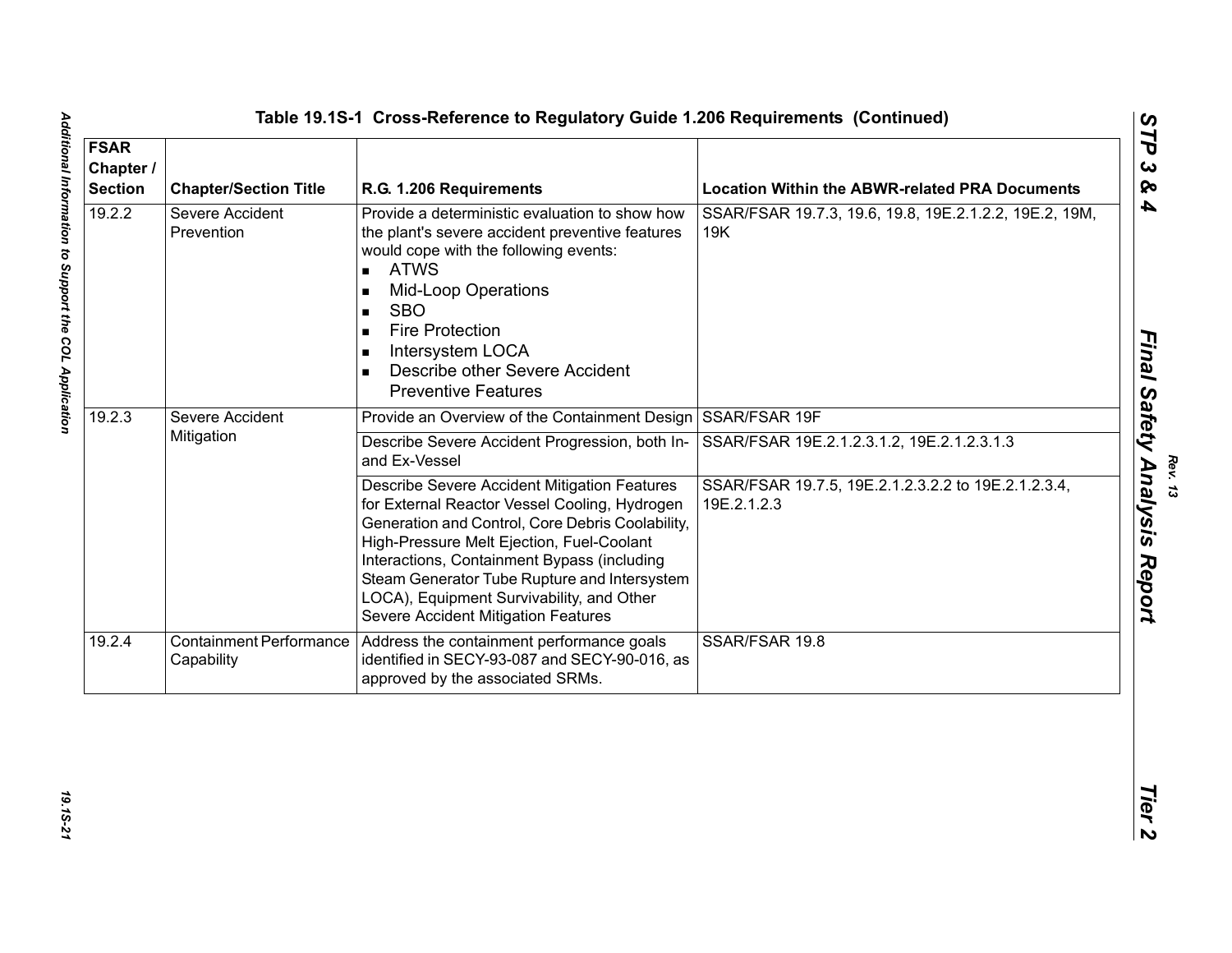## Table 19.1S-1 Cross-Reference to Regulatory Guide 1.206 Requirements (Continued)

| FSAR Chapter / Section | Chapter/Section Title | R.G. 1.206 Requirements | Location Within the ABWR-related PRA Documents |
|---|---|---|---|
| 19.2.2 | Severe Accident Prevention | Provide a deterministic evaluation to show how the plant's severe accident preventive features would cope with the following events:<br>▪ ATWS<br>▪ Mid-Loop Operations<br>▪ SBO<br>▪ Fire Protection<br>▪ Intersystem LOCA<br>▪ Describe other Severe Accident Preventive Features | SSAR/FSAR 19.7.3, 19.6, 19.8, 19E.2.1.2.2, 19E.2, 19M, 19K |
| 19.2.3 | Severe Accident Mitigation | Provide an Overview of the Containment Design | SSAR/FSAR 19F |
| | | Describe Severe Accident Progression, both In- and Ex-Vessel | SSAR/FSAR 19E.2.1.2.3.1.2, 19E.2.1.2.3.1.3 |
| | | Describe Severe Accident Mitigation Features for External Reactor Vessel Cooling, Hydrogen Generation and Control, Core Debris Coolability, High-Pressure Melt Ejection, Fuel-Coolant Interactions, Containment Bypass (including Steam Generator Tube Rupture and Intersystem LOCA), Equipment Survivability, and Other Severe Accident Mitigation Features | SSAR/FSAR 19.7.5, 19E.2.1.2.3.2.2 to 19E.2.1.2.3.4, 19E.2.1.2.3 |
| 19.2.4 | Containment Performance Capability | Address the containment performance goals identified in SECY-93-087 and SECY-90-016, as approved by the associated SRMs. | SSAR/FSAR 19.8 |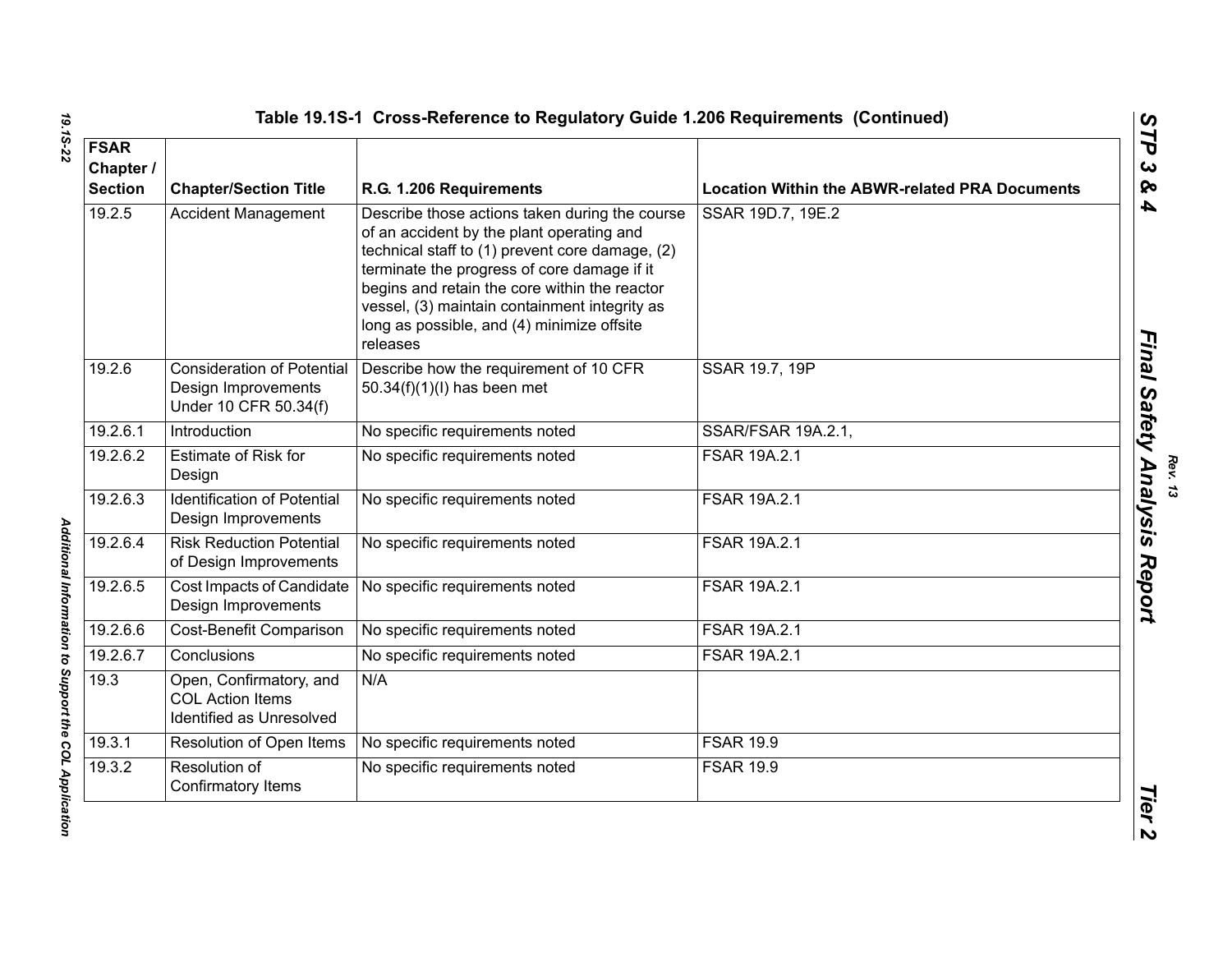**Table 19.1S-1 Cross-Reference to Regulatory Guide 1.206 Requirements (Continued)**

| FSAR Chapter / Section | Chapter/Section Title | R.G. 1.206 Requirements | Location Within the ABWR-related PRA Documents |
|---|---|---|---|
| 19.2.5 | Accident Management | Describe those actions taken during the course of an accident by the plant operating and technical staff to (1) prevent core damage, (2) terminate the progress of core damage if it begins and retain the core within the reactor vessel, (3) maintain containment integrity as long as possible, and (4) minimize offsite releases | SSAR 19D.7, 19E.2 |
| 19.2.6 | Consideration of Potential Design Improvements Under 10 CFR 50.34(f) | Describe how the requirement of 10 CFR 50.34(f)(1)(I) has been met | SSAR 19.7, 19P |
| 19.2.6.1 | Introduction | No specific requirements noted | SSAR/FSAR 19A.2.1, |
| 19.2.6.2 | Estimate of Risk for Design | No specific requirements noted | FSAR 19A.2.1 |
| 19.2.6.3 | Identification of Potential Design Improvements | No specific requirements noted | FSAR 19A.2.1 |
| 19.2.6.4 | Risk Reduction Potential of Design Improvements | No specific requirements noted | FSAR 19A.2.1 |
| 19.2.6.5 | Cost Impacts of Candidate Design Improvements | No specific requirements noted | FSAR 19A.2.1 |
| 19.2.6.6 | Cost-Benefit Comparison | No specific requirements noted | FSAR 19A.2.1 |
| 19.2.6.7 | Conclusions | No specific requirements noted | FSAR 19A.2.1 |
| 19.3 | Open, Confirmatory, and COL Action Items Identified as Unresolved | N/A | |
| 19.3.1 | Resolution of Open Items | No specific requirements noted | FSAR 19.9 |
| 19.3.2 | Resolution of Confirmatory Items | No specific requirements noted | FSAR 19.9 |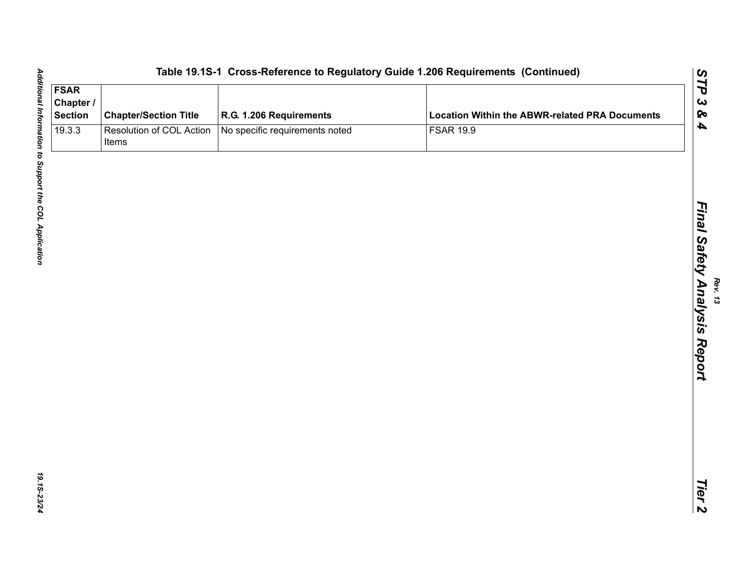**Table 19.1S-1 Cross-Reference to Regulatory Guide 1.206 Requirements (Continued)**

| FSAR Chapter / Section | Chapter/Section Title | R.G. 1.206 Requirements | Location Within the ABWR-related PRA Documents |
|---|---|---|---|
| 19.3.3 | Resolution of COL Action Items | No specific requirements noted | FSAR 19.9 |